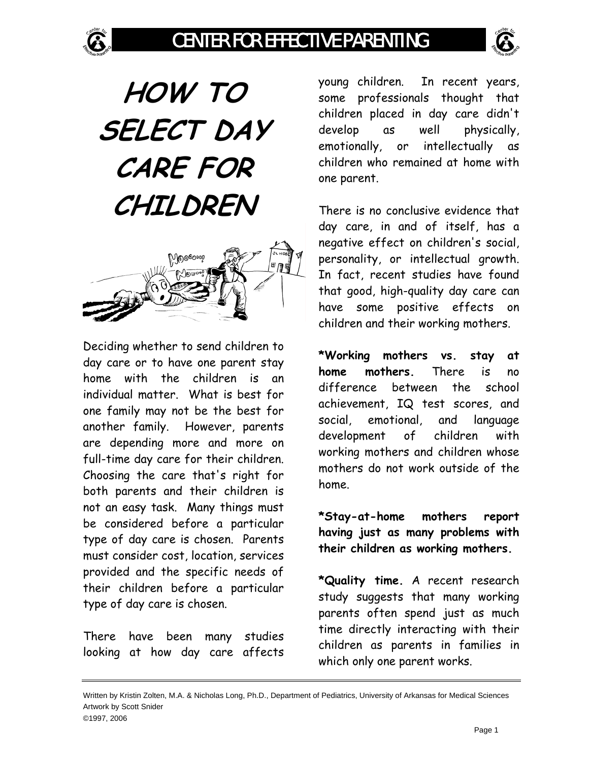# HOW TO SELECT DAY CARE FOR CHILDREN

Deciding whether to send children to day care or to have one parent stay home with the children is an individual matter. What is best for one family may not be the best for another family. However, parents are depending more and more on full-time day care for their children. Choosing the care that's right for both parents and their children is not an easy task. Many things must be considered before a particular type of day care is chosen. Parents must consider cost, location, services provided and the specific needs of their children before a particular type of day care is chosen.

There have been many studies looking at how day care affects young children. In recent years, some professionals thought that children placed in day care didn't develop as well physically, emotionally, or intellectually as children who remained at home with one parent.

There is no conclusive evidence that day care, in and of itself, has a negative effect on children's social, personality, or intellectual growth. In fact, recent studies have found that good, high-quality day care can have some positive effects on children and their working mothers.

**\*Working mothers vs. stay at home mothers.** There is no difference between the school achievement, IQ test scores, and social, emotional, and language development of children with working mothers and children whose mothers do not work outside of the home.

**\*Stay-at-home mothers report having just as many problems with their children as working mothers.**

**\*Quality time.** A recent research study suggests that many working parents often spend just as much time directly interacting with their children as parents in families in which only one parent works.

Written by Kristin Zolten, M.A. & Nicholas Long, Ph.D., Department of Pediatrics, University of Arkansas for Medical Sciences
Artwork by Scott Snider
©1997, 2006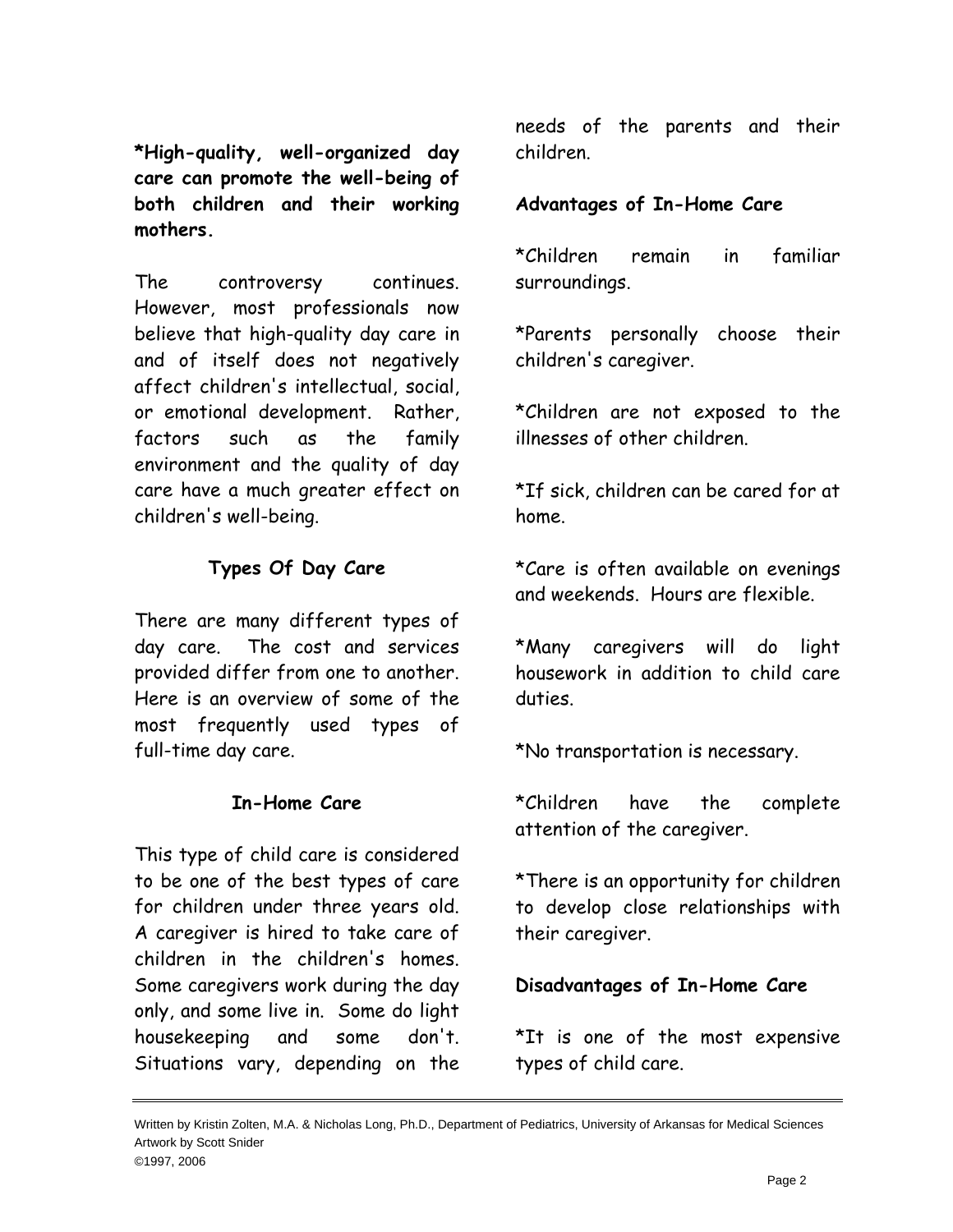**\*High-quality, well-organized day care can promote the well-being of both children and their working mothers.**

The controversy continues. However, most professionals now believe that high-quality day care in and of itself does not negatively affect children's intellectual, social, or emotional development. Rather, factors such as the family environment and the quality of day care have a much greater effect on children's well-being.

## Types Of Day Care

There are many different types of day care. The cost and services provided differ from one to another. Here is an overview of some of the most frequently used types of full-time day care.

### In-Home Care

This type of child care is considered to be one of the best types of care for children under three years old. A caregiver is hired to take care of children in the children's homes. Some caregivers work during the day only, and some live in. Some do light housekeeping and some don't. Situations vary, depending on the needs of the parents and their children.

**Advantages of In-Home Care**

*Children remain in familiar surroundings.

*Parents personally choose their children's caregiver.

*Children are not exposed to the illnesses of other children.

*If sick, children can be cared for at home.

*Care is often available on evenings and weekends. Hours are flexible.

*Many caregivers will do light housework in addition to child care duties.

*No transportation is necessary.

*Children have the complete attention of the caregiver.

*There is an opportunity for children to develop close relationships with their caregiver.

**Disadvantages of In-Home Care**

*It is one of the most expensive types of child care.

Written by Kristin Zolten, M.A. & Nicholas Long, Ph.D., Department of Pediatrics, University of Arkansas for Medical Sciences
Artwork by Scott Snider
©1997, 2006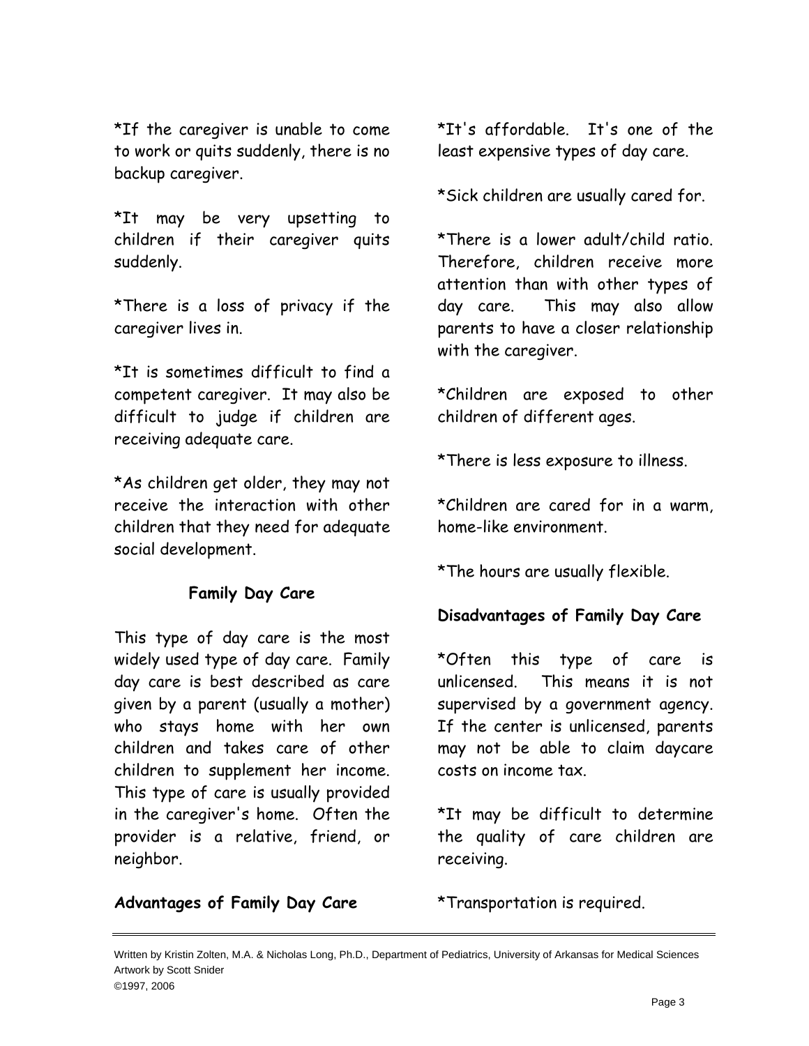*If the caregiver is unable to come to work or quits suddenly, there is no backup caregiver.

*It may be very upsetting to children if their caregiver quits suddenly.

*There is a loss of privacy if the caregiver lives in.

*It is sometimes difficult to find a competent caregiver. It may also be difficult to judge if children are receiving adequate care.

*As children get older, they may not receive the interaction with other children that they need for adequate social development.

## Family Day Care

This type of day care is the most widely used type of day care. Family day care is best described as care given by a parent (usually a mother) who stays home with her own children and takes care of other children to supplement her income. This type of care is usually provided in the caregiver's home. Often the provider is a relative, friend, or neighbor.

### Advantages of Family Day Care

*It's affordable. It's one of the least expensive types of day care.

*Sick children are usually cared for.

*There is a lower adult/child ratio. Therefore, children receive more attention than with other types of day care. This may also allow parents to have a closer relationship with the caregiver.

*Children are exposed to other children of different ages.

*There is less exposure to illness.

*Children are cared for in a warm, home-like environment.

*The hours are usually flexible.

### Disadvantages of Family Day Care

*Often this type of care is unlicensed. This means it is not supervised by a government agency. If the center is unlicensed, parents may not be able to claim daycare costs on income tax.

*It may be difficult to determine the quality of care children are receiving.

*Transportation is required.

Written by Kristin Zolten, M.A. & Nicholas Long, Ph.D., Department of Pediatrics, University of Arkansas for Medical Sciences
Artwork by Scott Snider
©1997, 2006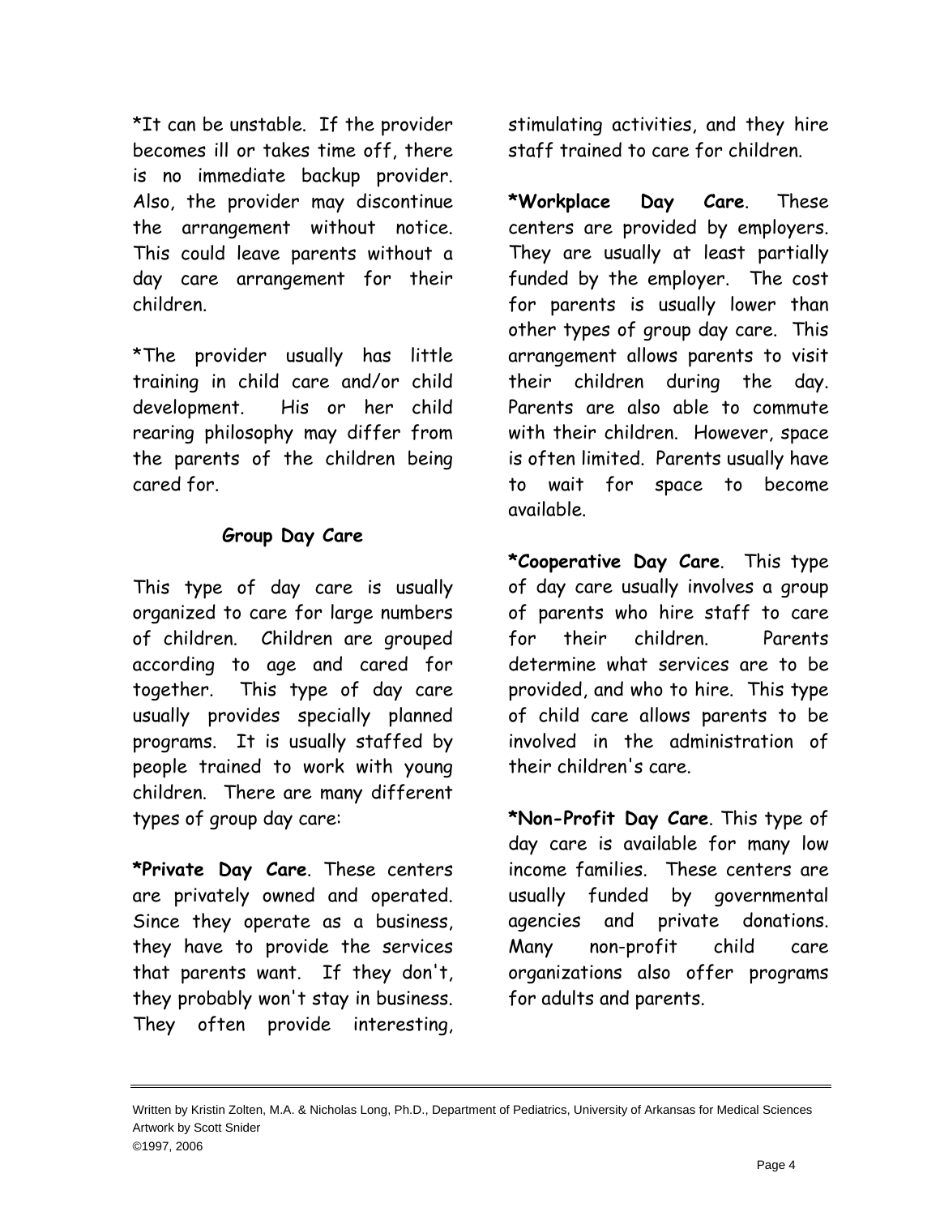*It can be unstable. If the provider becomes ill or takes time off, there is no immediate backup provider. Also, the provider may discontinue the arrangement without notice. This could leave parents without a day care arrangement for their children.

*The provider usually has little training in child care and/or child development. His or her child rearing philosophy may differ from the parents of the children being cared for.

### Group Day Care

This type of day care is usually organized to care for large numbers of children. Children are grouped according to age and cared for together. This type of day care usually provides specially planned programs. It is usually staffed by people trained to work with young children. There are many different types of group day care:

**\*Private Day Care**. These centers are privately owned and operated. Since they operate as a business, they have to provide the services that parents want. If they don't, they probably won't stay in business. They often provide interesting, stimulating activities, and they hire staff trained to care for children.

**\*Workplace Day Care**. These centers are provided by employers. They are usually at least partially funded by the employer. The cost for parents is usually lower than other types of group day care. This arrangement allows parents to visit their children during the day. Parents are also able to commute with their children. However, space is often limited. Parents usually have to wait for space to become available.

**\*Cooperative Day Care**. This type of day care usually involves a group of parents who hire staff to care for their children. Parents determine what services are to be provided, and who to hire. This type of child care allows parents to be involved in the administration of their children's care.

**\*Non-Profit Day Care**. This type of day care is available for many low income families. These centers are usually funded by governmental agencies and private donations. Many non-profit child care organizations also offer programs for adults and parents.

Written by Kristin Zolten, M.A. & Nicholas Long, Ph.D., Department of Pediatrics, University of Arkansas for Medical Sciences
Artwork by Scott Snider
©1997, 2006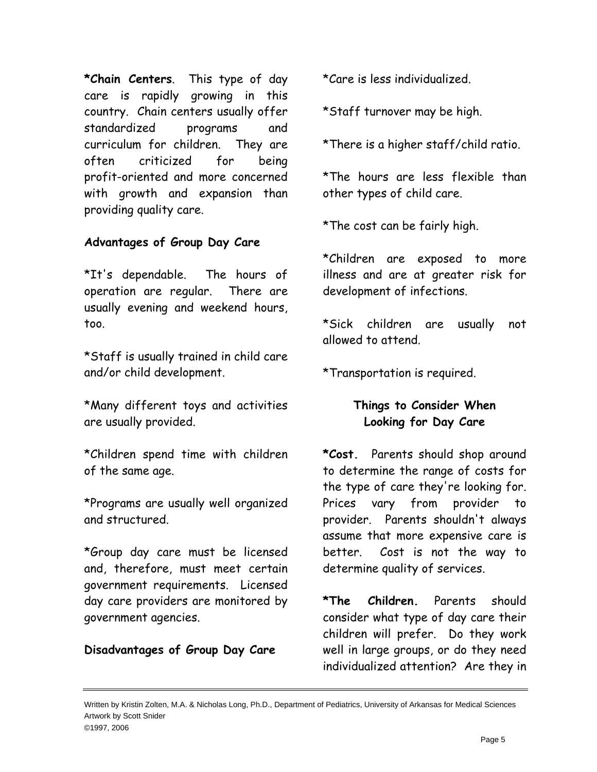**\*Chain Centers**. This type of day care is rapidly growing in this country. Chain centers usually offer standardized programs and curriculum for children. They are often criticized for being profit-oriented and more concerned with growth and expansion than providing quality care.

**Advantages of Group Day Care**

*It's dependable. The hours of operation are regular. There are usually evening and weekend hours, too.

*Staff is usually trained in child care and/or child development.

*Many different toys and activities are usually provided.

*Children spend time with children of the same age.

*Programs are usually well organized and structured.

*Group day care must be licensed and, therefore, must meet certain government requirements. Licensed day care providers are monitored by government agencies.

**Disadvantages of Group Day Care**

*Care is less individualized.

*Staff turnover may be high.

*There is a higher staff/child ratio.

*The hours are less flexible than other types of child care.

*The cost can be fairly high.

*Children are exposed to more illness and are at greater risk for development of infections.

*Sick children are usually not allowed to attend.

*Transportation is required.

**Things to Consider When Looking for Day Care**

**\*Cost.** Parents should shop around to determine the range of costs for the type of care they're looking for. Prices vary from provider to provider. Parents shouldn't always assume that more expensive care is better. Cost is not the way to determine quality of services.

**\*The Children.** Parents should consider what type of day care their children will prefer. Do they work well in large groups, or do they need individualized attention? Are they in

Written by Kristin Zolten, M.A. & Nicholas Long, Ph.D., Department of Pediatrics, University of Arkansas for Medical Sciences
Artwork by Scott Snider
©1997, 2006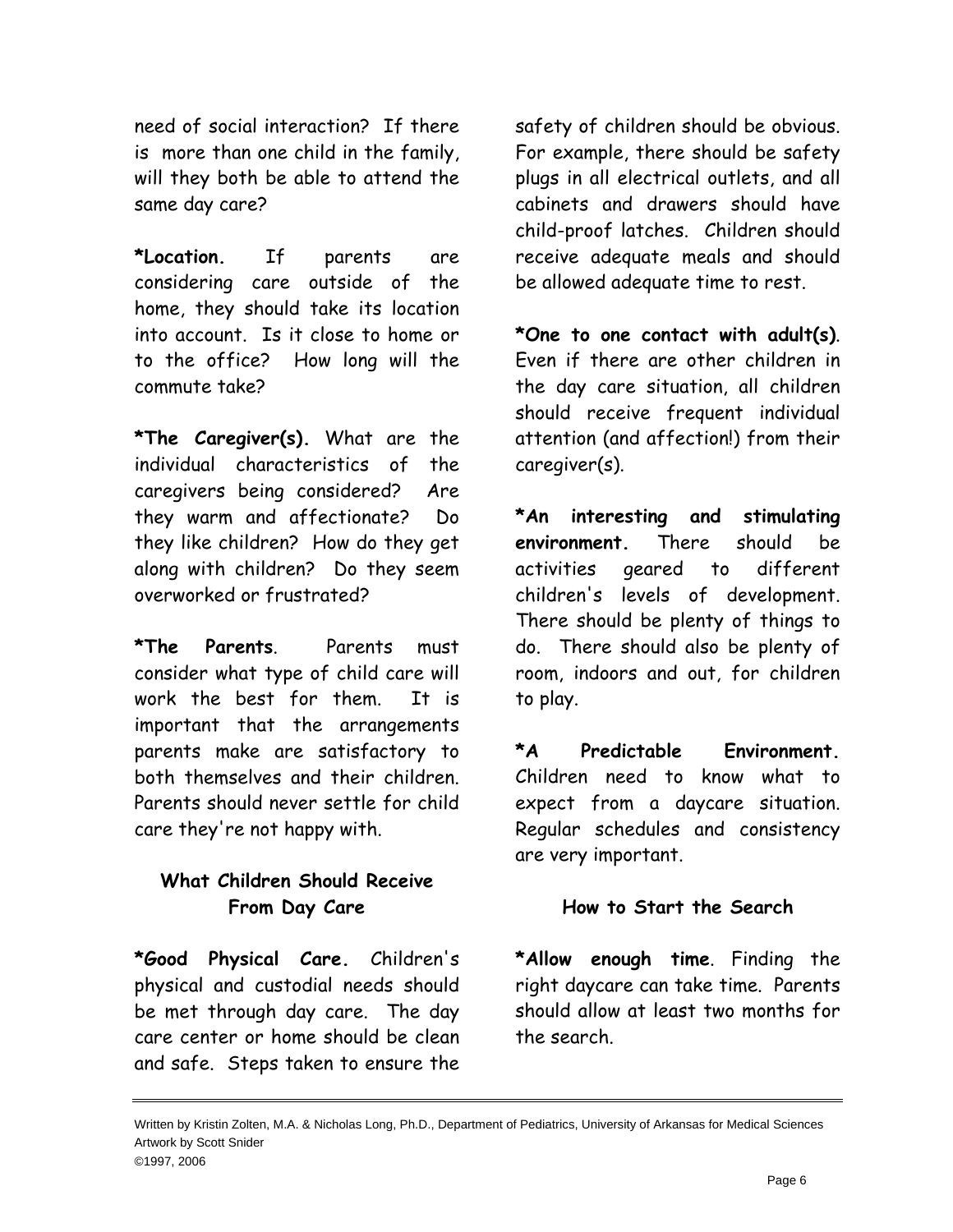need of social interaction? If there is more than one child in the family, will they both be able to attend the same day care?

**\*Location.** If parents are considering care outside of the home, they should take its location into account. Is it close to home or to the office? How long will the commute take?

**\*The Caregiver(s).** What are the individual characteristics of the caregivers being considered? Are they warm and affectionate? Do they like children? How do they get along with children? Do they seem overworked or frustrated?

**\*The Parents**. Parents must consider what type of child care will work the best for them. It is important that the arrangements parents make are satisfactory to both themselves and their children. Parents should never settle for child care they're not happy with.

### What Children Should Receive From Day Care

**\*Good Physical Care.** Children's physical and custodial needs should be met through day care. The day care center or home should be clean and safe. Steps taken to ensure the safety of children should be obvious. For example, there should be safety plugs in all electrical outlets, and all cabinets and drawers should have child-proof latches. Children should receive adequate meals and should be allowed adequate time to rest.

**\*One to one contact with adult(s)**. Even if there are other children in the day care situation, all children should receive frequent individual attention (and affection!) from their caregiver(s).

**\*An interesting and stimulating environment.** There should be activities geared to different children's levels of development. There should be plenty of things to do. There should also be plenty of room, indoors and out, for children to play.

**\*A Predictable Environment.** Children need to know what to expect from a daycare situation. Regular schedules and consistency are very important.

### How to Start the Search

**\*Allow enough time**. Finding the right daycare can take time. Parents should allow at least two months for the search.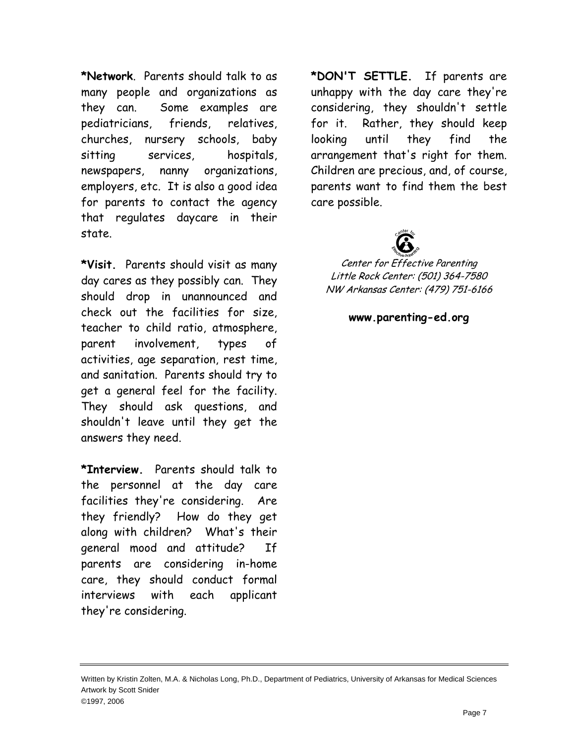**\*Network**. Parents should talk to as many people and organizations as they can. Some examples are pediatricians, friends, relatives, churches, nursery schools, baby sitting services, hospitals, newspapers, nanny organizations, employers, etc. It is also a good idea for parents to contact the agency that regulates daycare in their state.

**\*Visit.** Parents should visit as many day cares as they possibly can. They should drop in unannounced and check out the facilities for size, teacher to child ratio, atmosphere, parent involvement, types of activities, age separation, rest time, and sanitation. Parents should try to get a general feel for the facility. They should ask questions, and shouldn't leave until they get the answers they need.

**\*Interview.** Parents should talk to the personnel at the day care facilities they're considering. Are they friendly? How do they get along with children? What's their general mood and attitude? If parents are considering in-home care, they should conduct formal interviews with each applicant they're considering.

**\*DON'T SETTLE.** If parents are unhappy with the day care they're considering, they shouldn't settle for it. Rather, they should keep looking until they find the arrangement that's right for them. Children are precious, and, of course, parents want to find them the best care possible.

*Center for Effective Parenting*
*Little Rock Center: (501) 364-7580*
*NW Arkansas Center: (479) 751-6166*

**www.parenting-ed.org**

---

Written by Kristin Zolten, M.A. & Nicholas Long, Ph.D., Department of Pediatrics, University of Arkansas for Medical Sciences
Artwork by Scott Snider
©1997, 2006